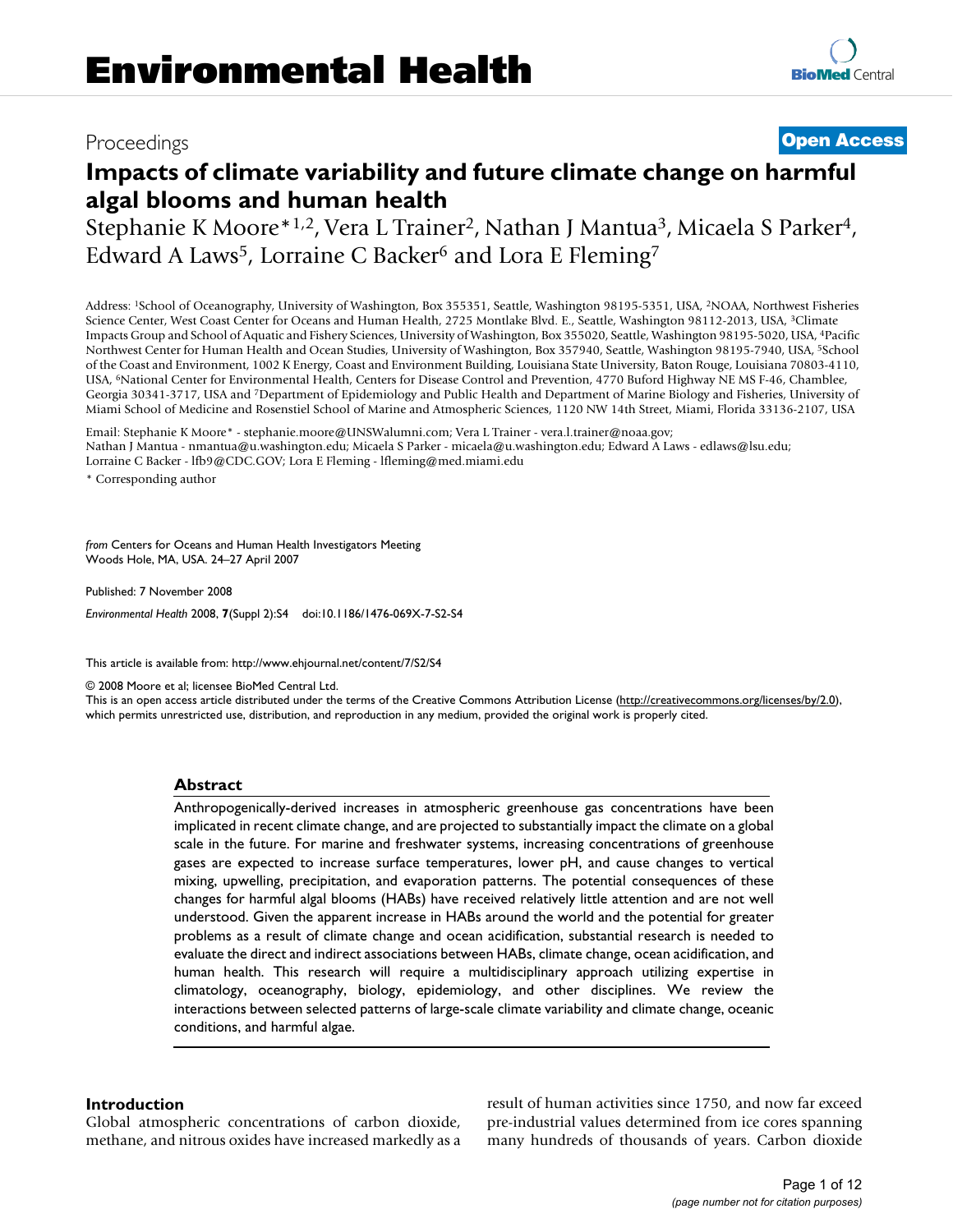# Environmental Health

Proceedings

**Open Access**

# Impacts of climate variability and future climate change on harmful algal blooms and human health

Stephanie K Moore*[1,2], Vera L Trainer[2], Nathan J Mantua[3], Micaela S Parker[4], Edward A Laws[5], Lorraine C Backer[6] and Lora E Fleming[7]

Address: [1]School of Oceanography, University of Washington, Box 355351, Seattle, Washington 98195-5351, USA, [2]NOAA, Northwest Fisheries Science Center, West Coast Center for Oceans and Human Health, 2725 Montlake Blvd. E., Seattle, Washington 98112-2013, USA, [3]Climate Impacts Group and School of Aquatic and Fishery Sciences, University of Washington, Box 355020, Seattle, Washington 98195-5020, USA, [4]Pacific Northwest Center for Human Health and Ocean Studies, University of Washington, Box 357940, Seattle, Washington 98195-7940, USA, [5]School of the Coast and Environment, 1002 K Energy, Coast and Environment Building, Louisiana State University, Baton Rouge, Louisiana 70803-4110, USA, [6]National Center for Environmental Health, Centers for Disease Control and Prevention, 4770 Buford Highway NE MS F-46, Chamblee, Georgia 30341-3717, USA and [7]Department of Epidemiology and Public Health and Department of Marine Biology and Fisheries, University of Miami School of Medicine and Rosenstiel School of Marine and Atmospheric Sciences, 1120 NW 14th Street, Miami, Florida 33136-2107, USA

Email: Stephanie K Moore* - stephanie.moore@UNSWalumni.com; Vera L Trainer - vera.l.trainer@noaa.gov; Nathan J Mantua - nmantua@u.washington.edu; Micaela S Parker - micaela@u.washington.edu; Edward A Laws - edlaws@lsu.edu; Lorraine C Backer - lfb9@CDC.GOV; Lora E Fleming - lfleming@med.miami.edu

* Corresponding author

*from* Centers for Oceans and Human Health Investigators Meeting
Woods Hole, MA, USA. 24–27 April 2007

Published: 7 November 2008

*Environmental Health* 2008, **7**(Suppl 2):S4 doi:10.1186/1476-069X-7-S2-S4

This article is available from: http://www.ehjournal.net/content/7/S2/S4

© 2008 Moore et al; licensee BioMed Central Ltd.
This is an open access article distributed under the terms of the Creative Commons Attribution License (http://creativecommons.org/licenses/by/2.0), which permits unrestricted use, distribution, and reproduction in any medium, provided the original work is properly cited.

## Abstract

Anthropogenically-derived increases in atmospheric greenhouse gas concentrations have been implicated in recent climate change, and are projected to substantially impact the climate on a global scale in the future. For marine and freshwater systems, increasing concentrations of greenhouse gases are expected to increase surface temperatures, lower pH, and cause changes to vertical mixing, upwelling, precipitation, and evaporation patterns. The potential consequences of these changes for harmful algal blooms (HABs) have received relatively little attention and are not well understood. Given the apparent increase in HABs around the world and the potential for greater problems as a result of climate change and ocean acidification, substantial research is needed to evaluate the direct and indirect associations between HABs, climate change, ocean acidification, and human health. This research will require a multidisciplinary approach utilizing expertise in climatology, oceanography, biology, epidemiology, and other disciplines. We review the interactions between selected patterns of large-scale climate variability and climate change, oceanic conditions, and harmful algae.

## Introduction

Global atmospheric concentrations of carbon dioxide, methane, and nitrous oxides have increased markedly as a result of human activities since 1750, and now far exceed pre-industrial values determined from ice cores spanning many hundreds of thousands of years. Carbon dioxide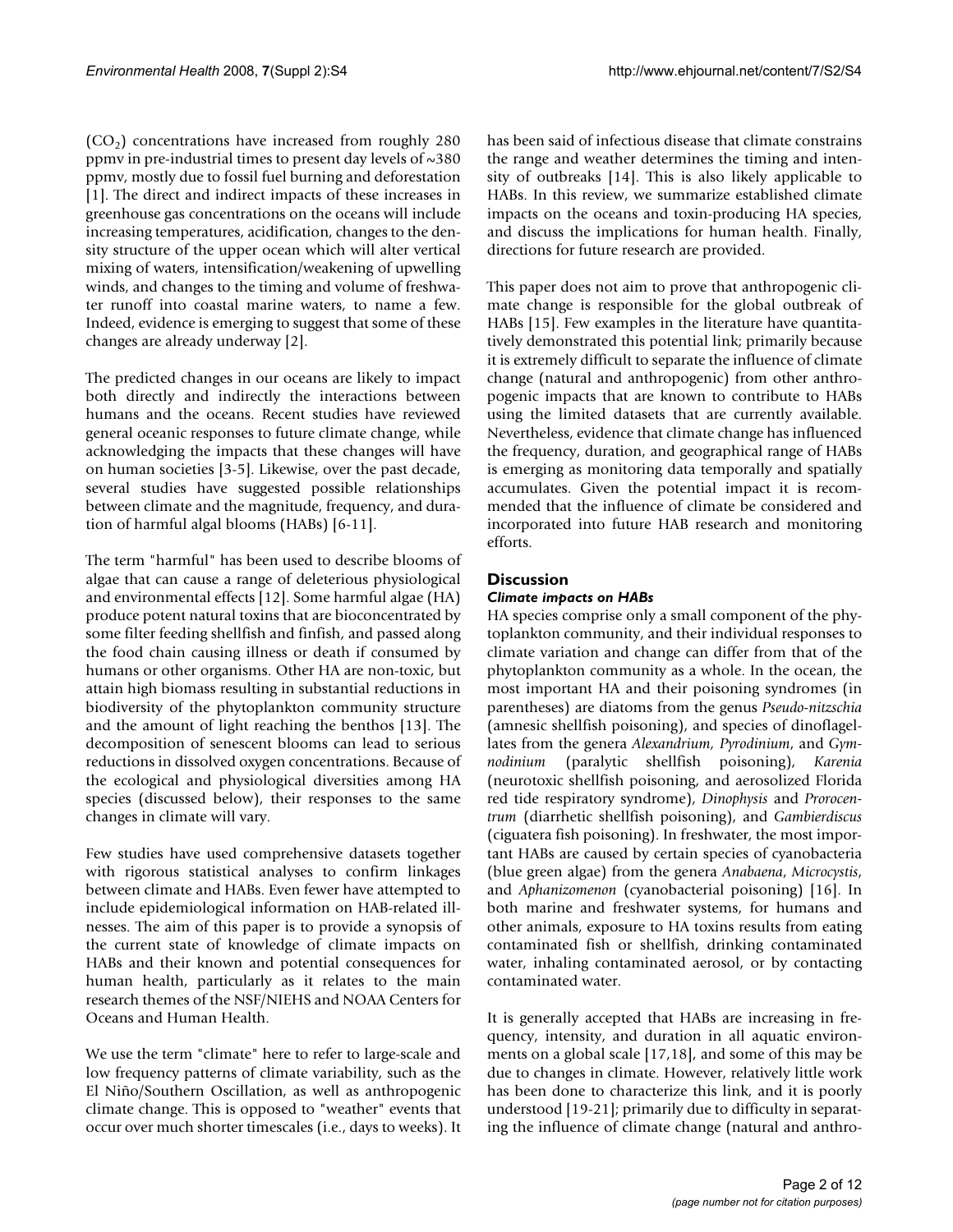($CO_2$) concentrations have increased from roughly 280 ppmv in pre-industrial times to present day levels of ~380 ppmv, mostly due to fossil fuel burning and deforestation [1]. The direct and indirect impacts of these increases in greenhouse gas concentrations on the oceans will include increasing temperatures, acidification, changes to the density structure of the upper ocean which will alter vertical mixing of waters, intensification/weakening of upwelling winds, and changes to the timing and volume of freshwater runoff into coastal marine waters, to name a few. Indeed, evidence is emerging to suggest that some of these changes are already underway [2].

The predicted changes in our oceans are likely to impact both directly and indirectly the interactions between humans and the oceans. Recent studies have reviewed general oceanic responses to future climate change, while acknowledging the impacts that these changes will have on human societies [3-5]. Likewise, over the past decade, several studies have suggested possible relationships between climate and the magnitude, frequency, and duration of harmful algal blooms (HABs) [6-11].

The term "harmful" has been used to describe blooms of algae that can cause a range of deleterious physiological and environmental effects [12]. Some harmful algae (HA) produce potent natural toxins that are bioconcentrated by some filter feeding shellfish and finfish, and passed along the food chain causing illness or death if consumed by humans or other organisms. Other HA are non-toxic, but attain high biomass resulting in substantial reductions in biodiversity of the phytoplankton community structure and the amount of light reaching the benthos [13]. The decomposition of senescent blooms can lead to serious reductions in dissolved oxygen concentrations. Because of the ecological and physiological diversities among HA species (discussed below), their responses to the same changes in climate will vary.

Few studies have used comprehensive datasets together with rigorous statistical analyses to confirm linkages between climate and HABs. Even fewer have attempted to include epidemiological information on HAB-related illnesses. The aim of this paper is to provide a synopsis of the current state of knowledge of climate impacts on HABs and their known and potential consequences for human health, particularly as it relates to the main research themes of the NSF/NIEHS and NOAA Centers for Oceans and Human Health.

We use the term "climate" here to refer to large-scale and low frequency patterns of climate variability, such as the El Niño/Southern Oscillation, as well as anthropogenic climate change. This is opposed to "weather" events that occur over much shorter timescales (i.e., days to weeks). It has been said of infectious disease that climate constrains the range and weather determines the timing and intensity of outbreaks [14]. This is also likely applicable to HABs. In this review, we summarize established climate impacts on the oceans and toxin-producing HA species, and discuss the implications for human health. Finally, directions for future research are provided.

This paper does not aim to prove that anthropogenic climate change is responsible for the global outbreak of HABs [15]. Few examples in the literature have quantitatively demonstrated this potential link; primarily because it is extremely difficult to separate the influence of climate change (natural and anthropogenic) from other anthropogenic impacts that are known to contribute to HABs using the limited datasets that are currently available. Nevertheless, evidence that climate change has influenced the frequency, duration, and geographical range of HABs is emerging as monitoring data temporally and spatially accumulates. Given the potential impact it is recommended that the influence of climate be considered and incorporated into future HAB research and monitoring efforts.

## Discussion

### *Climate impacts on HABs*

HA species comprise only a small component of the phytoplankton community, and their individual responses to climate variation and change can differ from that of the phytoplankton community as a whole. In the ocean, the most important HA and their poisoning syndromes (in parentheses) are diatoms from the genus *Pseudo-nitzschia* (amnesic shellfish poisoning), and species of dinoflagellates from the genera *Alexandrium*, *Pyrodinium*, and *Gymnodinium* (paralytic shellfish poisoning), *Karenia* (neurotoxic shellfish poisoning, and aerosolized Florida red tide respiratory syndrome), *Dinophysis* and *Prorocentrum* (diarrhetic shellfish poisoning), and *Gambierdiscus* (ciguatera fish poisoning). In freshwater, the most important HABs are caused by certain species of cyanobacteria (blue green algae) from the genera *Anabaena*, *Microcystis*, and *Aphanizomenon* (cyanobacterial poisoning) [16]. In both marine and freshwater systems, for humans and other animals, exposure to HA toxins results from eating contaminated fish or shellfish, drinking contaminated water, inhaling contaminated aerosol, or by contacting contaminated water.

It is generally accepted that HABs are increasing in frequency, intensity, and duration in all aquatic environments on a global scale [17,18], and some of this may be due to changes in climate. However, relatively little work has been done to characterize this link, and it is poorly understood [19-21]; primarily due to difficulty in separating the influence of climate change (natural and anthro-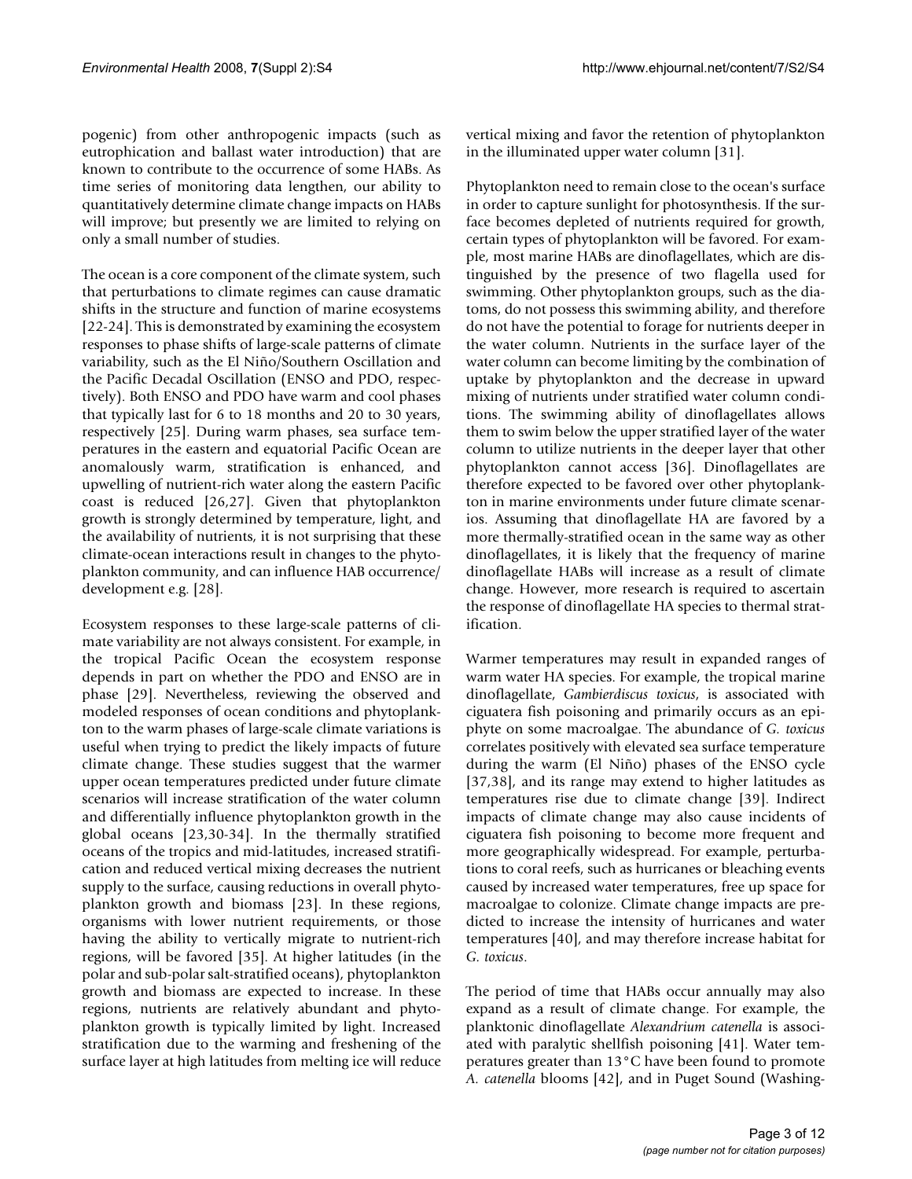pogenic) from other anthropogenic impacts (such as eutrophication and ballast water introduction) that are known to contribute to the occurrence of some HABs. As time series of monitoring data lengthen, our ability to quantitatively determine climate change impacts on HABs will improve; but presently we are limited to relying on only a small number of studies.

The ocean is a core component of the climate system, such that perturbations to climate regimes can cause dramatic shifts in the structure and function of marine ecosystems [22-24]. This is demonstrated by examining the ecosystem responses to phase shifts of large-scale patterns of climate variability, such as the El Niño/Southern Oscillation and the Pacific Decadal Oscillation (ENSO and PDO, respectively). Both ENSO and PDO have warm and cool phases that typically last for 6 to 18 months and 20 to 30 years, respectively [25]. During warm phases, sea surface temperatures in the eastern and equatorial Pacific Ocean are anomalously warm, stratification is enhanced, and upwelling of nutrient-rich water along the eastern Pacific coast is reduced [26,27]. Given that phytoplankton growth is strongly determined by temperature, light, and the availability of nutrients, it is not surprising that these climate-ocean interactions result in changes to the phytoplankton community, and can influence HAB occurrence/development e.g. [28].

Ecosystem responses to these large-scale patterns of climate variability are not always consistent. For example, in the tropical Pacific Ocean the ecosystem response depends in part on whether the PDO and ENSO are in phase [29]. Nevertheless, reviewing the observed and modeled responses of ocean conditions and phytoplankton to the warm phases of large-scale climate variations is useful when trying to predict the likely impacts of future climate change. These studies suggest that the warmer upper ocean temperatures predicted under future climate scenarios will increase stratification of the water column and differentially influence phytoplankton growth in the global oceans [23,30-34]. In the thermally stratified oceans of the tropics and mid-latitudes, increased stratification and reduced vertical mixing decreases the nutrient supply to the surface, causing reductions in overall phytoplankton growth and biomass [23]. In these regions, organisms with lower nutrient requirements, or those having the ability to vertically migrate to nutrient-rich regions, will be favored [35]. At higher latitudes (in the polar and sub-polar salt-stratified oceans), phytoplankton growth and biomass are expected to increase. In these regions, nutrients are relatively abundant and phytoplankton growth is typically limited by light. Increased stratification due to the warming and freshening of the surface layer at high latitudes from melting ice will reduce vertical mixing and favor the retention of phytoplankton in the illuminated upper water column [31].

Phytoplankton need to remain close to the ocean's surface in order to capture sunlight for photosynthesis. If the surface becomes depleted of nutrients required for growth, certain types of phytoplankton will be favored. For example, most marine HABs are dinoflagellates, which are distinguished by the presence of two flagella used for swimming. Other phytoplankton groups, such as the diatoms, do not possess this swimming ability, and therefore do not have the potential to forage for nutrients deeper in the water column. Nutrients in the surface layer of the water column can become limiting by the combination of uptake by phytoplankton and the decrease in upward mixing of nutrients under stratified water column conditions. The swimming ability of dinoflagellates allows them to swim below the upper stratified layer of the water column to utilize nutrients in the deeper layer that other phytoplankton cannot access [36]. Dinoflagellates are therefore expected to be favored over other phytoplankton in marine environments under future climate scenarios. Assuming that dinoflagellate HA are favored by a more thermally-stratified ocean in the same way as other dinoflagellates, it is likely that the frequency of marine dinoflagellate HABs will increase as a result of climate change. However, more research is required to ascertain the response of dinoflagellate HA species to thermal stratification.

Warmer temperatures may result in expanded ranges of warm water HA species. For example, the tropical marine dinoflagellate, *Gambierdiscus toxicus*, is associated with ciguatera fish poisoning and primarily occurs as an epiphyte on some macroalgae. The abundance of *G. toxicus* correlates positively with elevated sea surface temperature during the warm (El Niño) phases of the ENSO cycle [37,38], and its range may extend to higher latitudes as temperatures rise due to climate change [39]. Indirect impacts of climate change may also cause incidents of ciguatera fish poisoning to become more frequent and more geographically widespread. For example, perturbations to coral reefs, such as hurricanes or bleaching events caused by increased water temperatures, free up space for macroalgae to colonize. Climate change impacts are predicted to increase the intensity of hurricanes and water temperatures [40], and may therefore increase habitat for *G. toxicus*.

The period of time that HABs occur annually may also expand as a result of climate change. For example, the planktonic dinoflagellate *Alexandrium catenella* is associated with paralytic shellfish poisoning [41]. Water temperatures greater than 13°C have been found to promote *A. catenella* blooms [42], and in Puget Sound (Washing-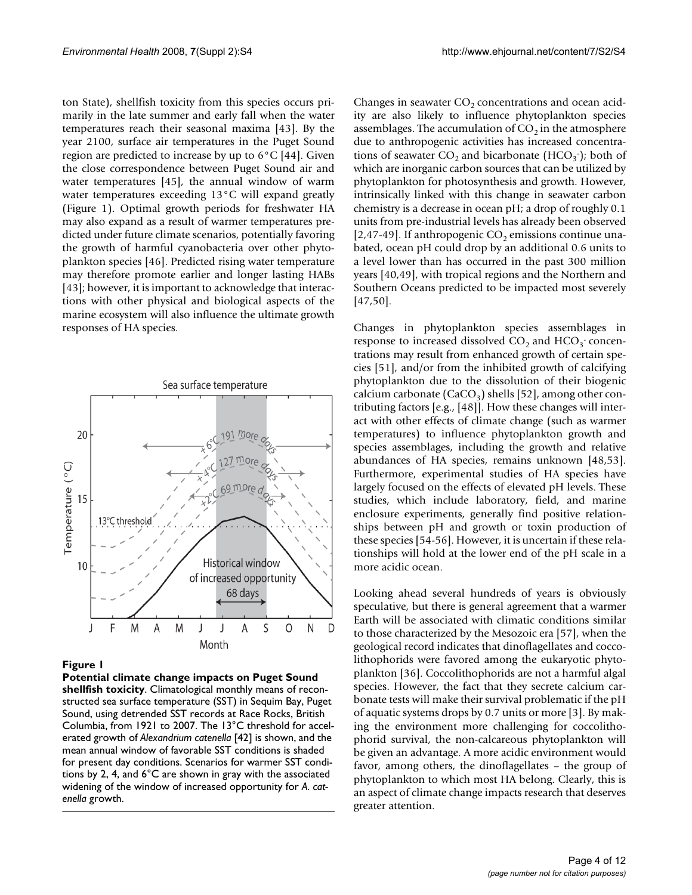ton State), shellfish toxicity from this species occurs primarily in the late summer and early fall when the water temperatures reach their seasonal maxima [43]. By the year 2100, surface air temperatures in the Puget Sound region are predicted to increase by up to 6°C [44]. Given the close correspondence between Puget Sound air and water temperatures [45], the annual window of warm water temperatures exceeding 13°C will expand greatly (Figure 1). Optimal growth periods for freshwater HA may also expand as a result of warmer temperatures predicted under future climate scenarios, potentially favoring the growth of harmful cyanobacteria over other phytoplankton species [46]. Predicted rising water temperature may therefore promote earlier and longer lasting HABs [43]; however, it is important to acknowledge that interactions with other physical and biological aspects of the marine ecosystem will also influence the ultimate growth responses of HA species.

**Figure 1**

**Potential climate change impacts on Puget Sound shellfish toxicity**. Climatological monthly means of reconstructed sea surface temperature (SST) in Sequim Bay, Puget Sound, using detrended SST records at Race Rocks, British Columbia, from 1921 to 2007. The 13°C threshold for accelerated growth of *Alexandrium catenella* [42] is shown, and the mean annual window of favorable SST conditions is shaded for present day conditions. Scenarios for warmer SST conditions by 2, 4, and 6°C are shown in gray with the associated widening of the window of increased opportunity for *A. catenella* growth.

Changes in seawater $CO_2$ concentrations and ocean acidity are also likely to influence phytoplankton species assemblages. The accumulation of $CO_2$ in the atmosphere due to anthropogenic activities has increased concentrations of seawater $CO_2$ and bicarbonate ($HCO_3^-$); both of which are inorganic carbon sources that can be utilized by phytoplankton for photosynthesis and growth. However, intrinsically linked with this change in seawater carbon chemistry is a decrease in ocean pH; a drop of roughly 0.1 units from pre-industrial levels has already been observed [2,47-49]. If anthropogenic $CO_2$ emissions continue unabated, ocean pH could drop by an additional 0.6 units to a level lower than has occurred in the past 300 million years [40,49], with tropical regions and the Northern and Southern Oceans predicted to be impacted most severely [47,50].

Changes in phytoplankton species assemblages in response to increased dissolved $CO_2$ and $HCO_3^-$ concentrations may result from enhanced growth of certain species [51], and/or from the inhibited growth of calcifying phytoplankton due to the dissolution of their biogenic calcium carbonate ($CaCO_3$) shells [52], among other contributing factors [e.g., [48]]. How these changes will interact with other effects of climate change (such as warmer temperatures) to influence phytoplankton growth and species assemblages, including the growth and relative abundances of HA species, remains unknown [48,53]. Furthermore, experimental studies of HA species have largely focused on the effects of elevated pH levels. These studies, which include laboratory, field, and marine enclosure experiments, generally find positive relationships between pH and growth or toxin production of these species [54-56]. However, it is uncertain if these relationships will hold at the lower end of the pH scale in a more acidic ocean.

Looking ahead several hundreds of years is obviously speculative, but there is general agreement that a warmer Earth will be associated with climatic conditions similar to those characterized by the Mesozoic era [57], when the geological record indicates that dinoflagellates and coccolithophorids were favored among the eukaryotic phytoplankton [36]. Coccolithophorids are not a harmful algal species. However, the fact that they secrete calcium carbonate tests will make their survival problematic if the pH of aquatic systems drops by 0.7 units or more [3]. By making the environment more challenging for coccolithophorid survival, the non-calcareous phytoplankton will be given an advantage. A more acidic environment would favor, among others, the dinoflagellates – the group of phytoplankton to which most HA belong. Clearly, this is an aspect of climate change impacts research that deserves greater attention.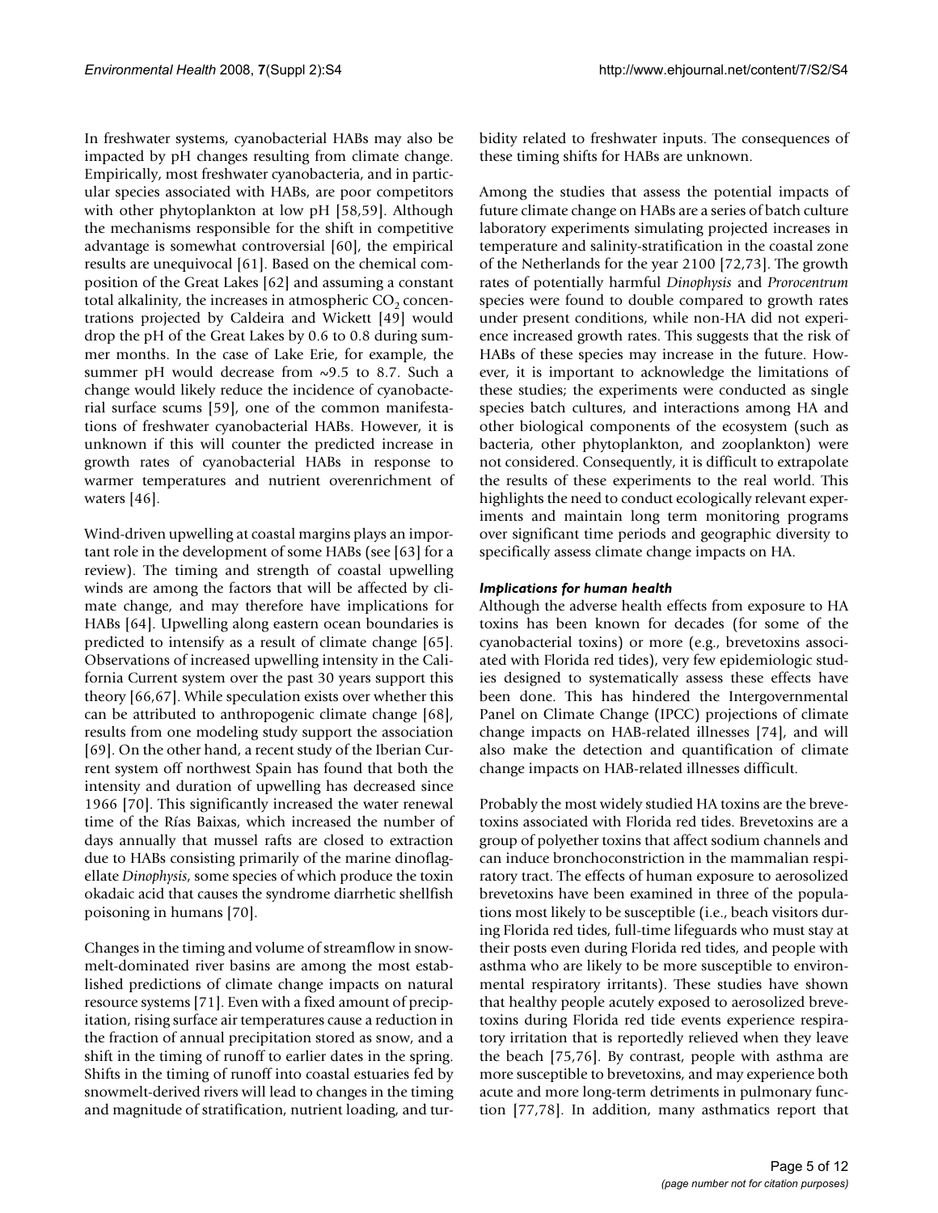In freshwater systems, cyanobacterial HABs may also be impacted by pH changes resulting from climate change. Empirically, most freshwater cyanobacteria, and in particular species associated with HABs, are poor competitors with other phytoplankton at low pH [58,59]. Although the mechanisms responsible for the shift in competitive advantage is somewhat controversial [60], the empirical results are unequivocal [61]. Based on the chemical composition of the Great Lakes [62] and assuming a constant total alkalinity, the increases in atmospheric $CO_2$ concentrations projected by Caldeira and Wickett [49] would drop the pH of the Great Lakes by 0.6 to 0.8 during summer months. In the case of Lake Erie, for example, the summer pH would decrease from ~9.5 to 8.7. Such a change would likely reduce the incidence of cyanobacterial surface scums [59], one of the common manifestations of freshwater cyanobacterial HABs. However, it is unknown if this will counter the predicted increase in growth rates of cyanobacterial HABs in response to warmer temperatures and nutrient overenrichment of waters [46].

Wind-driven upwelling at coastal margins plays an important role in the development of some HABs (see [63] for a review). The timing and strength of coastal upwelling winds are among the factors that will be affected by climate change, and may therefore have implications for HABs [64]. Upwelling along eastern ocean boundaries is predicted to intensify as a result of climate change [65]. Observations of increased upwelling intensity in the California Current system over the past 30 years support this theory [66,67]. While speculation exists over whether this can be attributed to anthropogenic climate change [68], results from one modeling study support the association [69]. On the other hand, a recent study of the Iberian Current system off northwest Spain has found that both the intensity and duration of upwelling has decreased since 1966 [70]. This significantly increased the water renewal time of the Rías Baixas, which increased the number of days annually that mussel rafts are closed to extraction due to HABs consisting primarily of the marine dinoflagellate *Dinophysis*, some species of which produce the toxin okadaic acid that causes the syndrome diarrhetic shellfish poisoning in humans [70].

Changes in the timing and volume of streamflow in snowmelt-dominated river basins are among the most established predictions of climate change impacts on natural resource systems [71]. Even with a fixed amount of precipitation, rising surface air temperatures cause a reduction in the fraction of annual precipitation stored as snow, and a shift in the timing of runoff to earlier dates in the spring. Shifts in the timing of runoff into coastal estuaries fed by snowmelt-derived rivers will lead to changes in the timing and magnitude of stratification, nutrient loading, and turbidity related to freshwater inputs. The consequences of these timing shifts for HABs are unknown.

Among the studies that assess the potential impacts of future climate change on HABs are a series of batch culture laboratory experiments simulating projected increases in temperature and salinity-stratification in the coastal zone of the Netherlands for the year 2100 [72,73]. The growth rates of potentially harmful *Dinophysis* and *Prorocentrum* species were found to double compared to growth rates under present conditions, while non-HA did not experience increased growth rates. This suggests that the risk of HABs of these species may increase in the future. However, it is important to acknowledge the limitations of these studies; the experiments were conducted as single species batch cultures, and interactions among HA and other biological components of the ecosystem (such as bacteria, other phytoplankton, and zooplankton) were not considered. Consequently, it is difficult to extrapolate the results of these experiments to the real world. This highlights the need to conduct ecologically relevant experiments and maintain long term monitoring programs over significant time periods and geographic diversity to specifically assess climate change impacts on HA.

#### *Implications for human health*

Although the adverse health effects from exposure to HA toxins has been known for decades (for some of the cyanobacterial toxins) or more (e.g., brevetoxins associated with Florida red tides), very few epidemiologic studies designed to systematically assess these effects have been done. This has hindered the Intergovernmental Panel on Climate Change (IPCC) projections of climate change impacts on HAB-related illnesses [74], and will also make the detection and quantification of climate change impacts on HAB-related illnesses difficult.

Probably the most widely studied HA toxins are the brevetoxins associated with Florida red tides. Brevetoxins are a group of polyether toxins that affect sodium channels and can induce bronchoconstriction in the mammalian respiratory tract. The effects of human exposure to aerosolized brevetoxins have been examined in three of the populations most likely to be susceptible (i.e., beach visitors during Florida red tides, full-time lifeguards who must stay at their posts even during Florida red tides, and people with asthma who are likely to be more susceptible to environmental respiratory irritants). These studies have shown that healthy people acutely exposed to aerosolized brevetoxins during Florida red tide events experience respiratory irritation that is reportedly relieved when they leave the beach [75,76]. By contrast, people with asthma are more susceptible to brevetoxins, and may experience both acute and more long-term detriments in pulmonary function [77,78]. In addition, many asthmatics report that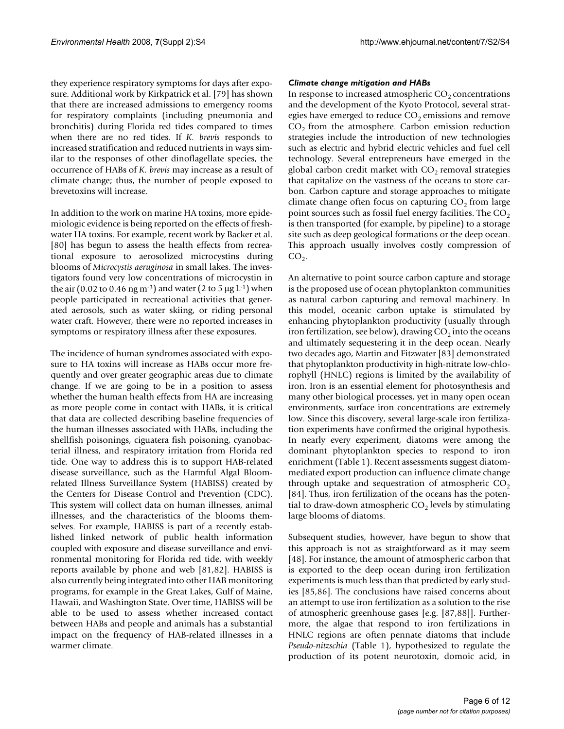they experience respiratory symptoms for days after exposure. Additional work by Kirkpatrick et al. [79] has shown that there are increased admissions to emergency rooms for respiratory complaints (including pneumonia and bronchitis) during Florida red tides compared to times when there are no red tides. If *K. brevis* responds to increased stratification and reduced nutrients in ways similar to the responses of other dinoflagellate species, the occurrence of HABs of *K. brevis* may increase as a result of climate change; thus, the number of people exposed to brevetoxins will increase.

In addition to the work on marine HA toxins, more epidemiologic evidence is being reported on the effects of freshwater HA toxins. For example, recent work by Backer et al. [80] has begun to assess the health effects from recreational exposure to aerosolized microcystins during blooms of *Microcystis aeruginosa* in small lakes. The investigators found very low concentrations of microcystin in the air (0.02 to 0.46 ng $m^{-3}$) and water (2 to 5 μg $L^{-1}$) when people participated in recreational activities that generated aerosols, such as water skiing, or riding personal water craft. However, there were no reported increases in symptoms or respiratory illness after these exposures.

The incidence of human syndromes associated with exposure to HA toxins will increase as HABs occur more frequently and over greater geographic areas due to climate change. If we are going to be in a position to assess whether the human health effects from HA are increasing as more people come in contact with HABs, it is critical that data are collected describing baseline frequencies of the human illnesses associated with HABs, including the shellfish poisonings, ciguatera fish poisoning, cyanobacterial illness, and respiratory irritation from Florida red tide. One way to address this is to support HAB-related disease surveillance, such as the Harmful Algal Bloom-related Illness Surveillance System (HABISS) created by the Centers for Disease Control and Prevention (CDC). This system will collect data on human illnesses, animal illnesses, and the characteristics of the blooms themselves. For example, HABISS is part of a recently established linked network of public health information coupled with exposure and disease surveillance and environmental monitoring for Florida red tide, with weekly reports available by phone and web [81,82]. HABISS is also currently being integrated into other HAB monitoring programs, for example in the Great Lakes, Gulf of Maine, Hawaii, and Washington State. Over time, HABISS will be able to be used to assess whether increased contact between HABs and people and animals has a substantial impact on the frequency of HAB-related illnesses in a warmer climate.

### *Climate change mitigation and HABs*

In response to increased atmospheric $CO_2$ concentrations and the development of the Kyoto Protocol, several strategies have emerged to reduce $CO_2$ emissions and remove $CO_2$ from the atmosphere. Carbon emission reduction strategies include the introduction of new technologies such as electric and hybrid electric vehicles and fuel cell technology. Several entrepreneurs have emerged in the global carbon credit market with $CO_2$ removal strategies that capitalize on the vastness of the oceans to store carbon. Carbon capture and storage approaches to mitigate climate change often focus on capturing $CO_2$ from large point sources such as fossil fuel energy facilities. The $CO_2$ is then transported (for example, by pipeline) to a storage site such as deep geological formations or the deep ocean. This approach usually involves costly compression of $CO_2$.

An alternative to point source carbon capture and storage is the proposed use of ocean phytoplankton communities as natural carbon capturing and removal machinery. In this model, oceanic carbon uptake is stimulated by enhancing phytoplankton productivity (usually through iron fertilization, see below), drawing $CO_2$ into the oceans and ultimately sequestering it in the deep ocean. Nearly two decades ago, Martin and Fitzwater [83] demonstrated that phytoplankton productivity in high-nitrate low-chlorophyll (HNLC) regions is limited by the availability of iron. Iron is an essential element for photosynthesis and many other biological processes, yet in many open ocean environments, surface iron concentrations are extremely low. Since this discovery, several large-scale iron fertilization experiments have confirmed the original hypothesis. In nearly every experiment, diatoms were among the dominant phytoplankton species to respond to iron enrichment (Table 1). Recent assessments suggest diatom-mediated export production can influence climate change through uptake and sequestration of atmospheric $CO_2$ [84]. Thus, iron fertilization of the oceans has the potential to draw-down atmospheric $CO_2$ levels by stimulating large blooms of diatoms.

Subsequent studies, however, have begun to show that this approach is not as straightforward as it may seem [48]. For instance, the amount of atmospheric carbon that is exported to the deep ocean during iron fertilization experiments is much less than that predicted by early studies [85,86]. The conclusions have raised concerns about an attempt to use iron fertilization as a solution to the rise of atmospheric greenhouse gases [e.g. [87,88]]. Furthermore, the algae that respond to iron fertilizations in HNLC regions are often pennate diatoms that include *Pseudo-nitzschia* (Table 1), hypothesized to regulate the production of its potent neurotoxin, domoic acid, in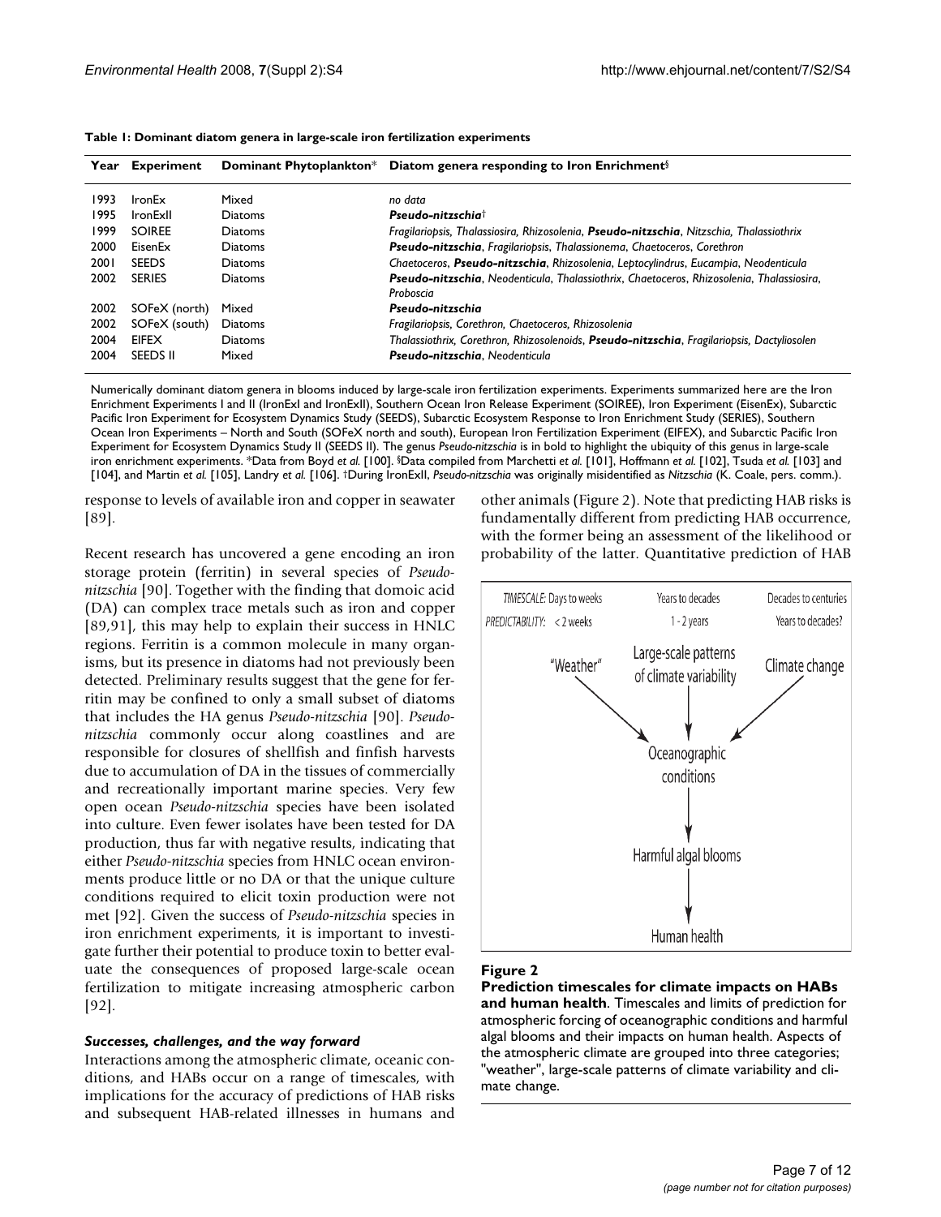**Table 1: Dominant diatom genera in large-scale iron fertilization experiments**

| Year | Experiment | Dominant Phytoplankton* | Diatom genera responding to Iron Enrichment§ |
|---|---|---|---|
| 1993 | IronEx | Mixed | *no data* |
| 1995 | IronExII | Diatoms | ***Pseudo-nitzschia***† |
| 1999 | SOIREE | Diatoms | *Fragilariopsis, Thalassiosira, Rhizosolenia,* ***Pseudo-nitzschia****, Nitzschia, Thalassiothrix* |
| 2000 | EisenEx | Diatoms | ***Pseudo-nitzschia****, Fragilariopsis, Thalassionema, Chaetoceros, Corethron* |
| 2001 | SEEDS | Diatoms | *Chaetoceros,* ***Pseudo-nitzschia****, Rhizosolenia, Leptocylindrus, Eucampia, Neodenticula* |
| 2002 | SERIES | Diatoms | ***Pseudo-nitzschia****, Neodenticula, Thalassiothrix, Chaetoceros, Rhizosolenia, Thalassiosira, Proboscia* |
| 2002 | SOFeX (north) | Mixed | ***Pseudo-nitzschia*** |
| 2002 | SOFeX (south) | Diatoms | *Fragilariopsis, Corethron, Chaetoceros, Rhizosolenia* |
| 2004 | EIFEX | Diatoms | *Thalassiothrix, Corethron, Rhizosolenoids,* ***Pseudo-nitzschia****, Fragilariopsis, Dactyliosolen* |
| 2004 | SEEDS II | Mixed | ***Pseudo-nitzschia****, Neodenticula* |

Numerically dominant diatom genera in blooms induced by large-scale iron fertilization experiments. Experiments summarized here are the Iron Enrichment Experiments I and II (IronExI and IronExII), Southern Ocean Iron Release Experiment (SOIREE), Iron Experiment (EisenEx), Subarctic Pacific Iron Experiment for Ecosystem Dynamics Study (SEEDS), Subarctic Ecosystem Response to Iron Enrichment Study (SERIES), Southern Ocean Iron Experiments – North and South (SOFeX north and south), European Iron Fertilization Experiment (EIFEX), and Subarctic Pacific Iron Experiment for Ecosystem Dynamics Study II (SEEDS II). The genus *Pseudo-nitzschia* is in bold to highlight the ubiquity of this genus in large-scale iron enrichment experiments. *Data from Boyd *et al.* [100]. §Data compiled from Marchetti *et al.* [101], Hoffmann *et al.* [102], Tsuda *et al.* [103] and [104], and Martin *et al.* [105], Landry *et al.* [106]. †During IronExII, *Pseudo-nitzschia* was originally misidentified as *Nitzschia* (K. Coale, pers. comm.).

response to levels of available iron and copper in seawater [89].

Recent research has uncovered a gene encoding an iron storage protein (ferritin) in several species of *Pseudo-nitzschia* [90]. Together with the finding that domoic acid (DA) can complex trace metals such as iron and copper [89,91], this may help to explain their success in HNLC regions. Ferritin is a common molecule in many organisms, but its presence in diatoms had not previously been detected. Preliminary results suggest that the gene for ferritin may be confined to only a small subset of diatoms that includes the HA genus *Pseudo-nitzschia* [90]. *Pseudo-nitzschia* commonly occur along coastlines and are responsible for closures of shellfish and finfish harvests due to accumulation of DA in the tissues of commercially and recreationally important marine species. Very few open ocean *Pseudo-nitzschia* species have been isolated into culture. Even fewer isolates have been tested for DA production, thus far with negative results, indicating that either *Pseudo-nitzschia* species from HNLC ocean environments produce little or no DA or that the unique culture conditions required to elicit toxin production were not met [92]. Given the success of *Pseudo-nitzschia* species in iron enrichment experiments, it is important to investigate further their potential to produce toxin to better evaluate the consequences of proposed large-scale ocean fertilization to mitigate increasing atmospheric carbon [92].

### *Successes, challenges, and the way forward*

Interactions among the atmospheric climate, oceanic conditions, and HABs occur on a range of timescales, with implications for the accuracy of predictions of HAB risks and subsequent HAB-related illnesses in humans and other animals (Figure 2). Note that predicting HAB risks is fundamentally different from predicting HAB occurrence, with the former being an assessment of the likelihood or probability of the latter. Quantitative prediction of HAB

**Figure 2**

**Prediction timescales for climate impacts on HABs and human health**. Timescales and limits of prediction for atmospheric forcing of oceanographic conditions and harmful algal blooms and their impacts on human health. Aspects of the atmospheric climate are grouped into three categories; "weather", large-scale patterns of climate variability and climate change.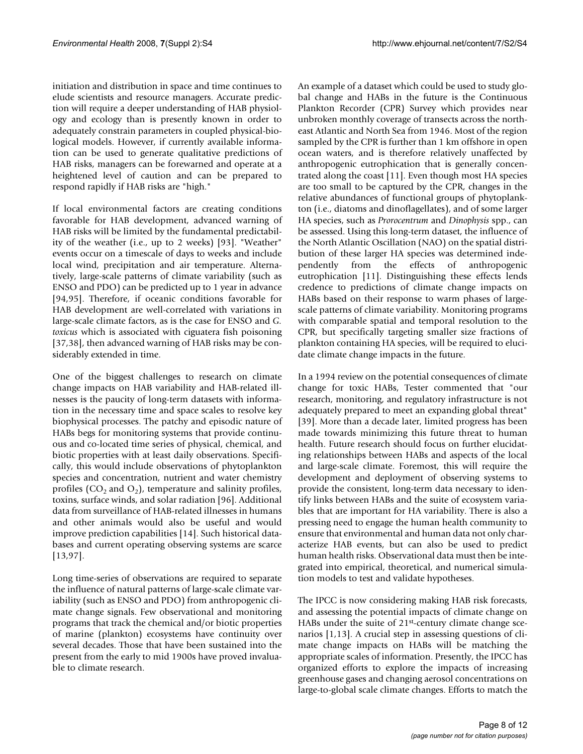initiation and distribution in space and time continues to elude scientists and resource managers. Accurate prediction will require a deeper understanding of HAB physiology and ecology than is presently known in order to adequately constrain parameters in coupled physical-biological models. However, if currently available information can be used to generate qualitative predictions of HAB risks, managers can be forewarned and operate at a heightened level of caution and can be prepared to respond rapidly if HAB risks are "high."

If local environmental factors are creating conditions favorable for HAB development, advanced warning of HAB risks will be limited by the fundamental predictability of the weather (i.e., up to 2 weeks) [93]. "Weather" events occur on a timescale of days to weeks and include local wind, precipitation and air temperature. Alternatively, large-scale patterns of climate variability (such as ENSO and PDO) can be predicted up to 1 year in advance [94,95]. Therefore, if oceanic conditions favorable for HAB development are well-correlated with variations in large-scale climate factors, as is the case for ENSO and *G. toxicus* which is associated with ciguatera fish poisoning [37,38], then advanced warning of HAB risks may be considerably extended in time.

One of the biggest challenges to research on climate change impacts on HAB variability and HAB-related illnesses is the paucity of long-term datasets with information in the necessary time and space scales to resolve key biophysical processes. The patchy and episodic nature of HABs begs for monitoring systems that provide continuous and co-located time series of physical, chemical, and biotic properties with at least daily observations. Specifically, this would include observations of phytoplankton species and concentration, nutrient and water chemistry profiles ($CO_2$ and $O_2$), temperature and salinity profiles, toxins, surface winds, and solar radiation [96]. Additional data from surveillance of HAB-related illnesses in humans and other animals would also be useful and would improve prediction capabilities [14]. Such historical databases and current operating observing systems are scarce [13,97].

Long time-series of observations are required to separate the influence of natural patterns of large-scale climate variability (such as ENSO and PDO) from anthropogenic climate change signals. Few observational and monitoring programs that track the chemical and/or biotic properties of marine (plankton) ecosystems have continuity over several decades. Those that have been sustained into the present from the early to mid 1900s have proved invaluable to climate research.

An example of a dataset which could be used to study global change and HABs in the future is the Continuous Plankton Recorder (CPR) Survey which provides near unbroken monthly coverage of transects across the northeast Atlantic and North Sea from 1946. Most of the region sampled by the CPR is further than 1 km offshore in open ocean waters, and is therefore relatively unaffected by anthropogenic eutrophication that is generally concentrated along the coast [11]. Even though most HA species are too small to be captured by the CPR, changes in the relative abundances of functional groups of phytoplankton (i.e., diatoms and dinoflagellates), and of some larger HA species, such as *Prorocentrum* and *Dinophysis* spp., can be assessed. Using this long-term dataset, the influence of the North Atlantic Oscillation (NAO) on the spatial distribution of these larger HA species was determined independently from the effects of anthropogenic eutrophication [11]. Distinguishing these effects lends credence to predictions of climate change impacts on HABs based on their response to warm phases of large-scale patterns of climate variability. Monitoring programs with comparable spatial and temporal resolution to the CPR, but specifically targeting smaller size fractions of plankton containing HA species, will be required to elucidate climate change impacts in the future.

In a 1994 review on the potential consequences of climate change for toxic HABs, Tester commented that "our research, monitoring, and regulatory infrastructure is not adequately prepared to meet an expanding global threat" [39]. More than a decade later, limited progress has been made towards minimizing this future threat to human health. Future research should focus on further elucidating relationships between HABs and aspects of the local and large-scale climate. Foremost, this will require the development and deployment of observing systems to provide the consistent, long-term data necessary to identify links between HABs and the suite of ecosystem variables that are important for HA variability. There is also a pressing need to engage the human health community to ensure that environmental and human data not only characterize HAB events, but can also be used to predict human health risks. Observational data must then be integrated into empirical, theoretical, and numerical simulation models to test and validate hypotheses.

The IPCC is now considering making HAB risk forecasts, and assessing the potential impacts of climate change on HABs under the suite of 21$^{st}$-century climate change scenarios [1,13]. A crucial step in assessing questions of climate change impacts on HABs will be matching the appropriate scales of information. Presently, the IPCC has organized efforts to explore the impacts of increasing greenhouse gases and changing aerosol concentrations on large-to-global scale climate changes. Efforts to match the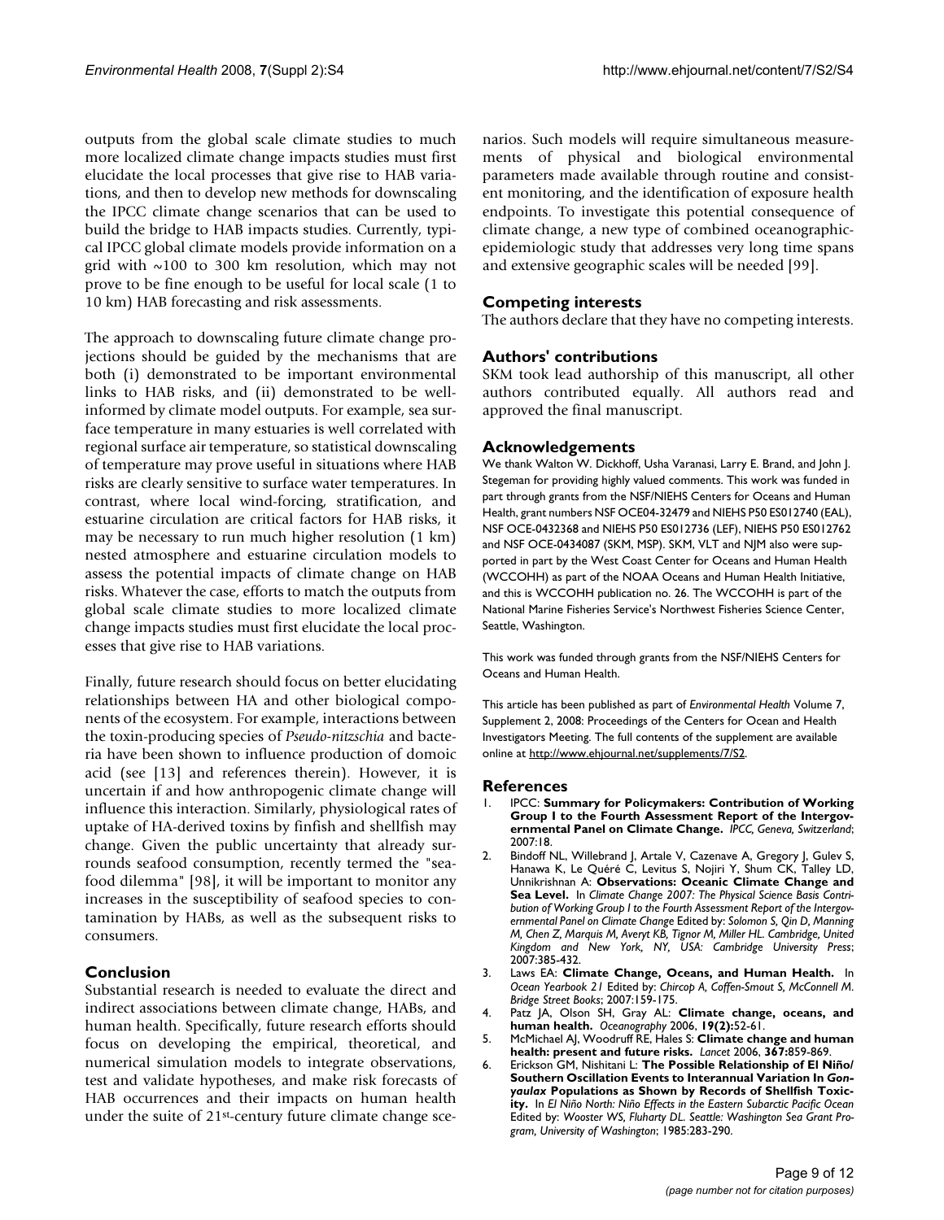outputs from the global scale climate studies to much more localized climate change impacts studies must first elucidate the local processes that give rise to HAB variations, and then to develop new methods for downscaling the IPCC climate change scenarios that can be used to build the bridge to HAB impacts studies. Currently, typical IPCC global climate models provide information on a grid with ~100 to 300 km resolution, which may not prove to be fine enough to be useful for local scale (1 to 10 km) HAB forecasting and risk assessments.

The approach to downscaling future climate change projections should be guided by the mechanisms that are both (i) demonstrated to be important environmental links to HAB risks, and (ii) demonstrated to be well-informed by climate model outputs. For example, sea surface temperature in many estuaries is well correlated with regional surface air temperature, so statistical downscaling of temperature may prove useful in situations where HAB risks are clearly sensitive to surface water temperatures. In contrast, where local wind-forcing, stratification, and estuarine circulation are critical factors for HAB risks, it may be necessary to run much higher resolution (1 km) nested atmosphere and estuarine circulation models to assess the potential impacts of climate change on HAB risks. Whatever the case, efforts to match the outputs from global scale climate studies to more localized climate change impacts studies must first elucidate the local processes that give rise to HAB variations.

Finally, future research should focus on better elucidating relationships between HA and other biological components of the ecosystem. For example, interactions between the toxin-producing species of *Pseudo-nitzschia* and bacteria have been shown to influence production of domoic acid (see [13] and references therein). However, it is uncertain if and how anthropogenic climate change will influence this interaction. Similarly, physiological rates of uptake of HA-derived toxins by finfish and shellfish may change. Given the public uncertainty that already surrounds seafood consumption, recently termed the "seafood dilemma" [98], it will be important to monitor any increases in the susceptibility of seafood species to contamination by HABs, as well as the subsequent risks to consumers.

## Conclusion

Substantial research is needed to evaluate the direct and indirect associations between climate change, HABs, and human health. Specifically, future research efforts should focus on developing the empirical, theoretical, and numerical simulation models to integrate observations, test and validate hypotheses, and make risk forecasts of HAB occurrences and their impacts on human health under the suite of 21st-century future climate change scenarios. Such models will require simultaneous measurements of physical and biological environmental parameters made available through routine and consistent monitoring, and the identification of exposure health endpoints. To investigate this potential consequence of climate change, a new type of combined oceanographic-epidemiologic study that addresses very long time spans and extensive geographic scales will be needed [99].

## Competing interests

The authors declare that they have no competing interests.

## Authors' contributions

SKM took lead authorship of this manuscript, all other authors contributed equally. All authors read and approved the final manuscript.

## Acknowledgements

We thank Walton W. Dickhoff, Usha Varanasi, Larry E. Brand, and John J. Stegeman for providing highly valued comments. This work was funded in part through grants from the NSF/NIEHS Centers for Oceans and Human Health, grant numbers NSF OCE04-32479 and NIEHS P50 ES012740 (EAL), NSF OCE-0432368 and NIEHS P50 ES012736 (LEF), NIEHS P50 ES012762 and NSF OCE-0434087 (SKM, MSP). SKM, VLT and NJM also were supported in part by the West Coast Center for Oceans and Human Health (WCCOHH) as part of the NOAA Oceans and Human Health Initiative, and this is WCCOHH publication no. 26. The WCCOHH is part of the National Marine Fisheries Service's Northwest Fisheries Science Center, Seattle, Washington.

This work was funded through grants from the NSF/NIEHS Centers for Oceans and Human Health.

This article has been published as part of *Environmental Health* Volume 7, Supplement 2, 2008: Proceedings of the Centers for Ocean and Health Investigators Meeting. The full contents of the supplement are available online at http://www.ehjournal.net/supplements/7/S2.

## References

1. IPCC: **Summary for Policymakers: Contribution of Working Group I to the Fourth Assessment Report of the Intergovernmental Panel on Climate Change.** *IPCC, Geneva, Switzerland*; 2007:18.
2. Bindoff NL, Willebrand J, Artale V, Cazenave A, Gregory J, Gulev S, Hanawa K, Le Quéré C, Levitus S, Nojiri Y, Shum CK, Talley LD, Unnikrishnan A: **Observations: Oceanic Climate Change and Sea Level.** In *Climate Change 2007: The Physical Science Basis Contribution of Working Group I to the Fourth Assessment Report of the Intergovernmental Panel on Climate Change* Edited by: *Solomon S, Qin D, Manning M, Chen Z, Marquis M, Averyt KB, Tignor M, Miller HL. Cambridge, United Kingdom and New York, NY, USA: Cambridge University Press*; 2007:385-432.
3. Laws EA: **Climate Change, Oceans, and Human Health.** In *Ocean Yearbook 21* Edited by: *Chircop A, Coffen-Smout S, McConnell M. Bridge Street Books*; 2007:159-175.
4. Patz JA, Olson SH, Gray AL: **Climate change, oceans, and human health.** *Oceanography* 2006, **19(2):**52-61.
5. McMichael AJ, Woodruff RE, Hales S: **Climate change and human health: present and future risks.** *Lancet* 2006, **367:**859-869.
6. Erickson GM, Nishitani L: **The Possible Relationship of El Niño/Southern Oscillation Events to Interannual Variation In *Gonyaulax* Populations as Shown by Records of Shellfish Toxicity.** In *El Niño North: Niño Effects in the Eastern Subarctic Pacific Ocean* Edited by: *Wooster WS, Fluharty DL. Seattle: Washington Sea Grant Program, University of Washington*; 1985:283-290.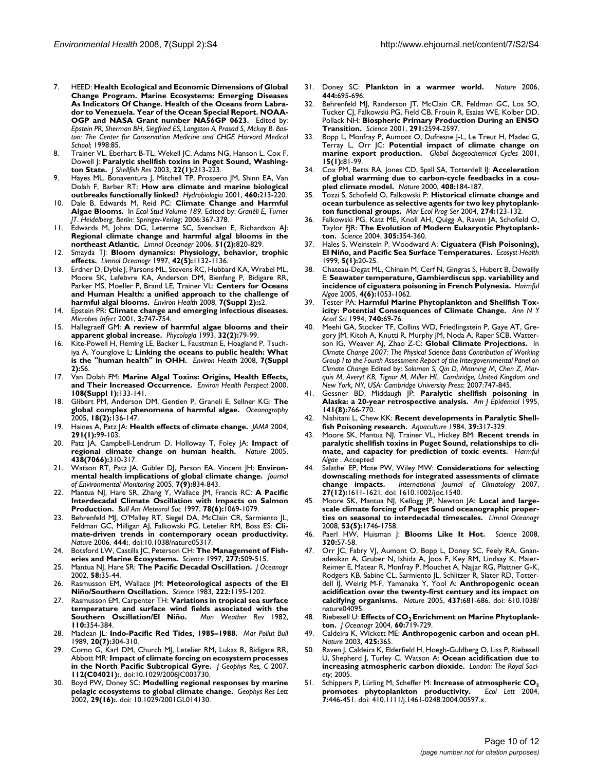7. HEED: **Health Ecological and Economic Dimensions of Global Change Program. Marine Ecosystems: Emerging Diseases As Indicators Of Change. Health of the Oceans from Labrador to Venezuela. Year of the Ocean Special Report. NOAA-OGP and NASA Grant number NA56GP 0623.** Edited by: *Epstein PR, Sherman BH, Siegfried ES, Langston A, Prasad S, Mckay B. Boston: The Center for Conservation Medicine and CHGE Harvard Medical School*; 1998:85.
8. Trainer VL, Eberhart B-TL, Wekell JC, Adams NG, Hanson L, Cox F, Dowell J: **Paralytic shellfish toxins in Puget Sound, Washington State.** *J Shellfish Res* 2003, **22(1):**213-223.
9. Hayes ML, Bonaventura J, Mitchell TP, Prospero JM, Shinn EA, Van Dolah F, Barber RT: **How are climate and marine biological outbreaks functionally linked?** *Hydrobiologia* 2001, **460:**213-220.
10. Dale B, Edwards M, Reid PC: **Climate Change and Harmful Algae Blooms.** In *Ecol Stud Volume 189*. Edited by: *Granéli E, Turner JT. Heidelberg, Berlin: Springer-Verlag*; 2006:367-378.
11. Edwards M, Johns DG, Leterme SC, Svendsen E, Richardson AJ: **Regional climate change and harmful algal blooms in the northeast Atlantic.** *Limnol Oceanogr* 2006, **51(2):**820-829.
12. Smayda TJ: **Bloom dynamics: Physiology, behavior, trophic effects.** *Limnol Oceanogr* 1997, **42(5):**1132-1136.
13. Erdner D, Dyble J, Parsons ML, Stevens RC, Hubbard KA, Wrabel ML, Moore SK, Lefebvre KA, Anderson DM, Bienfang P, Bidigare RR, Parker MS, Moeller P, Brand LE, Trainer VL: **Centers for Oceans and Human Health: a unified approach to the challenge of harmful algal blooms.** *Environ Health* 2008, **7(Suppl 2):**s2.
14. Epstein PR: **Climate change and emerging infectious diseases.** *Microbes Infect* 2001, **3:**747-754.
15. Hallegraeff GM: **A review of harmful algae blooms and their apparent global increase.** *Phycologia* 1993, **32(2):**79-99.
16. Kite-Powell H, Fleming LE, Backer L, Faustman E, Hoagland P, Tsuchiya A, Younglove L: **Linking the oceans to public health: What is the "human health" in OHH.** *Environ Health* 2008, **7(Suppl 2):**S6.
17. Van Dolah FM: **Marine Algal Toxins: Origins, Health Effects, and Their Increased Occurrence.** *Environ Health Perspect* 2000, **108(Suppl 1):**133-141.
18. Glibert PM, Anderson DM, Gentien P, Graneli E, Sellner KG: **The global complex phenomena of harmful algae.** *Oceanography* 2005, **18(2):**136-147.
19. Haines A, Patz JA: **Health effects of climate change.** *JAMA* 2004, **291(1):**99-103.
20. Patz JA, Campbell-Lendrum D, Holloway T, Foley JA: **Impact of regional climate change on human health.** *Nature* 2005, **438(7066):**310-317.
21. Watson RT, Patz JA, Gubler DJ, Parson EA, Vincent JH: **Environmental health implications of global climate change.** *Journal of Environmental Monitoring* 2005, **7(9):**834-843.
22. Mantua NJ, Hare SR, Zhang Y, Wallace JM, Francis RC: **A Pacific Interdecadal Climate Oscillation with Impacts on Salmon Production.** *Bull Am Meteorol Soc* 1997, **78(6):**1069-1079.
23. Behrenfeld MJ, O'Malley RT, Siegel DA, McClain CR, Sarmiento JL, Feldman GC, Milligan AJ, Falkowski PG, Letelier RM, Boss ES: **Climate-driven trends in contemporary ocean productivity.** *Nature* 2006, **444:**. doi:10.1038/nature05317.
24. Botsford LW, Castilla JC, Peterson CH: **The Management of Fisheries and Marine Ecosystems.** *Science* 1997, **277:**509-515.
25. Mantua NJ, Hare SR: **The Pacific Decadal Oscillation.** *J Oceanogr* 2002, **58:**35-44.
26. Rasmusson EM, Wallace JM: **Meteorological aspects of the El Niño/Southern Oscillation.** *Science* 1983, **222:**1195-1202.
27. Rasmusson EM, Carpenter TH: **Variations in tropical sea surface temperature and surface wind fields associated with the Southern Oscillation/El Niño.** *Mon Weather Rev* 1982, **110:**354-384.
28. Maclean JL: **Indo-Pacific Red Tides, 1985–1988.** *Mar Pollut Bull* 1989, **20(7):**304-310.
29. Corno G, Karl DM, Church MJ, Letelier RM, Lukas R, Bidigare RR, Abbott MR: **Impact of climate forcing on ecosystem processes in the North Pacific Subtropical Gyre.** *J Geophys Res, C* 2007, **112(C04021):**. doi:10.1029/2006JC003730.
30. Boyd PW, Doney SC: **Modelling regional responses by marine pelagic ecosystems to global climate change.** *Geophys Res Lett* 2002, **29(16):**. doi: 10.1029/2001GL014130.
31. Doney SC: **Plankton in a warmer world.** *Nature* 2006, **444:**695-696.
32. Behrenfeld MJ, Randerson JT, McClain CR, Feldman GC, Los SO, Tucker CJ, Falkowski PG, Field CB, Frouin R, Esaias WE, Kolber DD, Pollack NH: **Biospheric Primary Production During an ENSO Transition.** *Science* 2001, **291:**2594-2597.
33. Bopp L, Monfray P, Aumont O, Dufresne J-L, Le Treut H, Madec G, Terray L, Orr JC: **Potential impact of climate change on marine export production.** *Global Biogeochemical Cycles* 2001, **15(1):**81-99.
34. Cox PM, Betts RA, Jones CD, Spall SA, Totterdell IJ: **Acceleration of global warming due to carbon-cycle feedbacks in a coupled climate model.** *Nature* 2000, **408:**184-187.
35. Tozzi S, Schofield O, Falkowski P: **Historical climate change and ocean turbulence as selective agents for two key phytoplankton functional groups.** *Mar Ecol Prog Ser* 2004, **274:**123-132.
36. Falkowski PG, Katz ME, Knoll AH, Quigg A, Raven JA, Schofield O, Taylor FJR: **The Evolution of Modern Eukaryotic Phytoplankton.** *Science* 2004, **305:**354-360.
37. Hales S, Weinstein P, Woodward A: **Ciguatera (Fish Poisoning), El Niño, and Pacific Sea Surface Temperatures.** *Ecosyst Health* 1999, **5(1):**20-25.
38. Chateau-Degat ML, Chinain M, Cerf N, Gingras S, Hubert B, Dewailly E: **Seawater temperature, Gambierdiscus spp. variability and incidence of ciguatera poisoning in French Polynesia.** *Harmful Algae* 2005, **4(6):**1053-1062.
39. Tester PA: **Harmful Marine Phytoplankton and Shellfish Toxicity: Potential Consequences of Climate Change.** *Ann N Y Acad Sci* 1994, **740:**69-76.
40. Meehl GA, Stocker TF, Collins WD, Friedlingstein P, Gaye AT, Gregory JM, Kitoh A, Knutti R, Murphy JM, Noda A, Raper SCB, Watterson IG, Weaver AJ, Zhao Z-C: **Global Climate Projections.** In *Climate Change 2007: The Physical Science Basis Contribution of Working Group I to the Fourth Assessment Report of the Intergovernmental Panel on Climate Change* Edited by: *Solomon S, Qin D, Manning M, Chen Z, Marquis M, Averyt KB, Tignor M, Miller HL. Cambridge, United Kingdom and New York, NY, USA: Cambridge University Press*; 2007:747-845.
41. Gessner BD, Middaugh JP: **Paralytic shellfish poisoning in Alaska: a 20-year retrospective analysis.** *Am J Epidemiol* 1995, **141(8):**766-770.
42. Nishitani L, Chew KK: **Recent developments in Paralytic Shellfish Poisoning research.** *Aquaculture* 1984, **39:**317-329.
43. Moore SK, Mantua NJ, Trainer VL, Hickey BM: **Recent trends in paralytic shellfish toxins in Puget Sound, relationships to climate, and capacity for prediction of toxic events.** *Harmful Algae* . Accepted
44. Salathe' EP, Mote PW, Wiley MW: **Considerations for selecting downscaling methods for integrated assessments of climate change impacts.** *International Journal of Climatology* 2007, **27(12):**1611-1621. doi: 1610.1002/joc.1540.
45. Moore SK, Mantua NJ, Kellogg JP, Newton JA: **Local and large-scale climate forcing of Puget Sound oceanographic properties on seasonal to interdecadal timescales.** *Limnol Oceanogr* 2008, **53(5):**1746-1758.
46. Paerl HW, Huisman J: **Blooms Like It Hot.** *Science* 2008, **320:**57-58.
47. Orr JC, Fabry VJ, Aumont O, Bopp L, Doney SC, Feely RA, Gnanadesikan A, Gruber N, Ishida A, Joos F, Key RM, Lindsay K, Maier-Reimer E, Matear R, Monfray P, Mouchet A, Najjar RG, Plattner G-K, Rodgers KB, Sabine CL, Sarmiento JL, Schlitzer R, Slater RD, Totterdell IJ, Weirig M-F, Yamanaka Y, Yool A: **Anthropogenic ocean acidification over the twenty-first century and its impact on calcifying organisms.** *Nature* 2005, **437:**681-686. doi: 610.1038/nature04095.
48. Riebesell U: **Effects of $CO_2$ Enrichment on Marine Phytoplankton.** *J Oceanogr* 2004, **60:**719-729.
49. Caldeira K, Wickett ME: **Anthropogenic carbon and ocean pH.** *Nature* 2003, **425:**365.
50. Raven J, Caldeira K, Elderfield H, Hoegh-Guldberg O, Liss P, Riebesell U, Shepherd J, Turley C, Watson A: **Ocean acidification due to increasing atmospheric carbon dioxide.** *London: The Royal Society*; 2005.
51. Schippers P, Lürling M, Scheffer M: **Increase of atmospheric $CO_2$ promotes phytoplankton productivity.** *Ecol Lett* 2004, **7:**446-451. doi: 410.1111/j.1461-0248.2004.00597.x.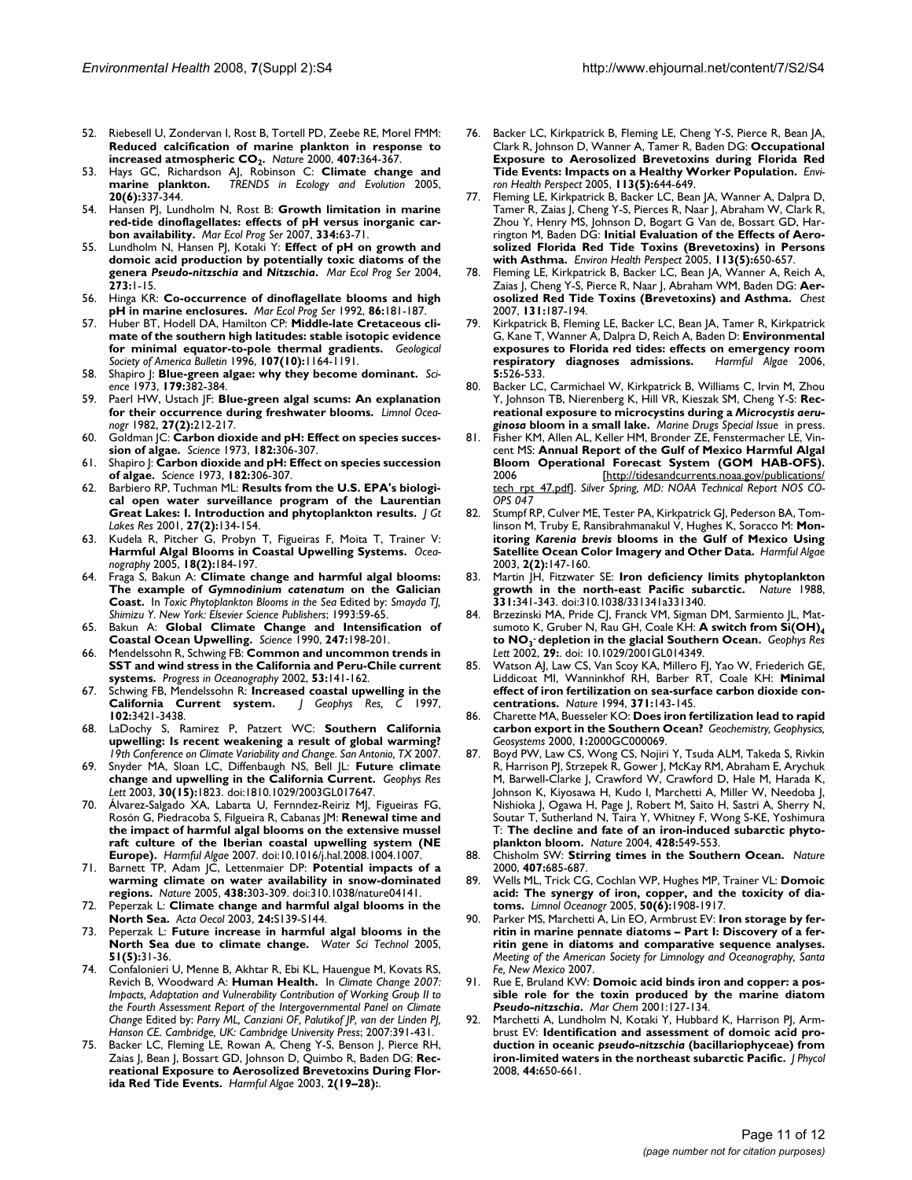52. Riebesell U, Zondervan I, Rost B, Tortell PD, Zeebe RE, Morel FMM: **Reduced calcification of marine plankton in response to increased atmospheric $CO_2$.** *Nature* 2000, **407:**364-367.
53. Hays GC, Richardson AJ, Robinson C: **Climate change and marine plankton.** *TRENDS in Ecology and Evolution* 2005, **20(6):**337-344.
54. Hansen PJ, Lundholm N, Rost B: **Growth limitation in marine red-tide dinoflagellates: effects of pH versus inorganic carbon availability.** *Mar Ecol Prog Ser* 2007, **334:**63-71.
55. Lundholm N, Hansen PJ, Kotaki Y: **Effect of pH on growth and domoic acid production by potentially toxic diatoms of the genera *Pseudo-nitzschia* and *Nitzschia*.** *Mar Ecol Prog Ser* 2004, **273:**1-15.
56. Hinga KR: **Co-occurrence of dinoflagellate blooms and high pH in marine enclosures.** *Mar Ecol Prog Ser* 1992, **86:**181-187.
57. Huber BT, Hodell DA, Hamilton CP: **Middle-late Cretaceous climate of the southern high latitudes: stable isotopic evidence for minimal equator-to-pole thermal gradients.** *Geological Society of America Bulletin* 1996, **107(10):**1164-1191.
58. Shapiro J: **Blue-green algae: why they become dominant.** *Science* 1973, **179:**382-384.
59. Paerl HW, Ustach JF: **Blue-green algal scums: An explanation for their occurrence during freshwater blooms.** *Limnol Oceanogr* 1982, **27(2):**212-217.
60. Goldman JC: **Carbon dioxide and pH: Effect on species succession of algae.** *Science* 1973, **182:**306-307.
61. Shapiro J: **Carbon dioxide and pH: Effect on species succession of algae.** *Science* 1973, **182:**306-307.
62. Barbiero RP, Tuchman ML: **Results from the U.S. EPA's biological open water surveillance program of the Laurentian Great Lakes: I. Introduction and phytoplankton results.** *J Gt Lakes Res* 2001, **27(2):**134-154.
63. Kudela R, Pitcher G, Probyn T, Figueiras F, Moita T, Trainer V: **Harmful Algal Blooms in Coastal Upwelling Systems.** *Oceanography* 2005, **18(2):**184-197.
64. Fraga S, Bakun A: **Climate change and harmful algal blooms: The example of *Gymnodinium catenatum* on the Galician Coast.** In *Toxic Phytoplankton Blooms in the Sea* Edited by: *Smayda TJ, Shimizu Y. New York: Elsevier Science Publishers*; 1993:59-65.
65. Bakun A: **Global Climate Change and Intensification of Coastal Ocean Upwelling.** *Science* 1990, **247:**198-201.
66. Mendelssohn R, Schwing FB: **Common and uncommon trends in SST and wind stress in the California and Peru-Chile current systems.** *Progress in Oceanography* 2002, **53:**141-162.
67. Schwing FB, Mendelssohn R: **Increased coastal upwelling in the California Current system.** *J Geophys Res, C* 1997, **102:**3421-3438.
68. LaDochy S, Ramirez P, Patzert WC: **Southern California upwelling: Is recent weakening a result of global warming?** *19th Conference on Climate Variability and Change. San Antonio, TX* 2007.
69. Snyder MA, Sloan LC, Diffenbaugh NS, Bell JL: **Future climate change and upwelling in the California Current.** *Geophys Res Lett* 2003, **30(15):**1823. doi:1810.1029/2003GL017647.
70. Álvarez-Salgado XA, Labarta U, Fernndez-Reiriz MJ, Figueiras FG, Rosón G, Piedracoba S, Filgueira R, Cabanas JM: **Renewal time and the impact of harmful algal blooms on the extensive mussel raft culture of the Iberian coastal upwelling system (NE Europe).** *Harmful Algae* 2007. doi:10.1016/j.hal.2008.1004.1007.
71. Barnett TP, Adam JC, Lettenmaier DP: **Potential impacts of a warming climate on water availability in snow-dominated regions.** *Nature* 2005, **438:**303-309. doi:310.1038/nature04141.
72. Peperzak L: **Climate change and harmful algal blooms in the North Sea.** *Acta Oecol* 2003, **24:**S139-S144.
73. Peperzak L: **Future increase in harmful algal blooms in the North Sea due to climate change.** *Water Sci Technol* 2005, **51(5):**31-36.
74. Confalonieri U, Menne B, Akhtar R, Ebi KL, Hauengue M, Kovats RS, Revich B, Woodward A: **Human Health.** In *Climate Change 2007: Impacts, Adaptation and Vulnerability Contribution of Working Group II to the Fourth Assessment Report of the Intergovernmental Panel on Climate Change* Edited by: *Parry ML, Canziani OF, Palutikof JP, van der Linden PJ, Hanson CE. Cambridge, UK: Cambridge University Press*; 2007:391-431.
75. Backer LC, Fleming LE, Rowan A, Cheng Y-S, Benson J, Pierce RH, Zaias J, Bean J, Bossart GD, Johnson D, Quimbo R, Baden DG: **Recreational Exposure to Aerosolized Brevetoxins During Florida Red Tide Events.** *Harmful Algae* 2003, **2(19–28):**.
76. Backer LC, Kirkpatrick B, Fleming LE, Cheng Y-S, Pierce R, Bean JA, Clark R, Johnson D, Wanner A, Tamer R, Baden DG: **Occupational Exposure to Aerosolized Brevetoxins during Florida Red Tide Events: Impacts on a Healthy Worker Population.** *Environ Health Perspect* 2005, **113(5):**644-649.
77. Fleming LE, Kirkpatrick B, Backer LC, Bean JA, Wanner A, Dalpra D, Tamer R, Zaias J, Cheng Y-S, Pierces R, Naar J, Abraham W, Clark R, Zhou Y, Henry MS, Johnson D, Bogart G Van de, Bossart GD, Harrington M, Baden DG: **Initial Evaluation of the Effects of Aerosolized Florida Red Tide Toxins (Brevetoxins) in Persons with Asthma.** *Environ Health Perspect* 2005, **113(5):**650-657.
78. Fleming LE, Kirkpatrick B, Backer LC, Bean JA, Wanner A, Reich A, Zaias J, Cheng Y-S, Pierce R, Naar J, Abraham WM, Baden DG: **Aerosolized Red Tide Toxins (Brevetoxins) and Asthma.** *Chest* 2007, **131:**187-194.
79. Kirkpatrick B, Fleming LE, Backer LC, Bean JA, Tamer R, Kirkpatrick G, Kane T, Wanner A, Dalpra D, Reich A, Baden D: **Environmental exposures to Florida red tides: effects on emergency room respiratory diagnoses admissions.** *Harmful Algae* 2006, **5:**526-533.
80. Backer LC, Carmichael W, Kirkpatrick B, Williams C, Irvin M, Zhou Y, Johnson TB, Nierenberg K, Hill VR, Kieszak SM, Cheng Y-S: **Recreational exposure to microcystins during a *Microcystis aeruginosa* bloom in a small lake.** *Marine Drugs Special Issue* in press.
81. Fisher KM, Allen AL, Keller HM, Bronder ZE, Fenstermacher LE, Vincent MS: **Annual Report of the Gulf of Mexico Harmful Algal Bloom Operational Forecast System (GOM HAB-OFS).** 2006 [http://tidesandcurrents.noaa.gov/publications/tech_rpt_47.pdf]. *Silver Spring, MD: NOAA Technical Report NOS CO-OPS 047*
82. Stumpf RP, Culver ME, Tester PA, Kirkpatrick GJ, Pederson BA, Tomlinson M, Truby E, Ransibrahmanakul V, Hughes K, Soracco M: **Monitoring *Karenia brevis* blooms in the Gulf of Mexico Using Satellite Ocean Color Imagery and Other Data.** *Harmful Algae* 2003, **2(2):**147-160.
83. Martin JH, Fitzwater SE: **Iron deficiency limits phytoplankton growth in the north-east Pacific subarctic.** *Nature* 1988, **331:**341-343. doi:310.1038/331341a331340.
84. Brzezinski MA, Pride CJ, Franck VM, Sigman DM, Sarmiento JL, Matsumoto K, Gruber N, Rau GH, Coale KH: **A switch from $Si(OH)_4$ to $NO_3^-$ depletion in the glacial Southern Ocean.** *Geophys Res Lett* 2002, **29:**. doi: 10.1029/2001GL014349.
85. Watson AJ, Law CS, Van Scoy KA, Millero FJ, Yao W, Friederich GE, Liddicoat MI, Wanninkhof RH, Barber RT, Coale KH: **Minimal effect of iron fertilization on sea-surface carbon dioxide concentrations.** *Nature* 1994, **371:**143-145.
86. Charette MA, Buesseler KO: **Does iron fertilization lead to rapid carbon export in the Southern Ocean?** *Geochemistry, Geophysics, Geosystems* 2000, **1:**2000GC000069.
87. Boyd PW, Law CS, Wong CS, Nojiri Y, Tsuda ALM, Takeda S, Rivkin R, Harrison PJ, Strzepek R, Gower J, McKay RM, Abraham E, Arychuk M, Barwell-Clarke J, Crawford W, Crawford D, Hale M, Harada K, Johnson K, Kiyosawa H, Kudo I, Marchetti A, Miller W, Needoba J, Nishioka J, Ogawa H, Page J, Robert M, Saito H, Sastri A, Sherry N, Soutar T, Sutherland N, Taira Y, Whitney F, Wong S-KE, Yoshimura T: **The decline and fate of an iron-induced subarctic phytoplankton bloom.** *Nature* 2004, **428:**549-553.
88. Chisholm SW: **Stirring times in the Southern Ocean.** *Nature* 2000, **407:**685-687.
89. Wells ML, Trick CG, Cochlan WP, Hughes MP, Trainer VL: **Domoic acid: The synergy of iron, copper, and the toxicity of diatoms.** *Limnol Oceanogr* 2005, **50(6):**1908-1917.
90. Parker MS, Marchetti A, Lin EO, Armbrust EV: **Iron storage by ferritin in marine pennate diatoms – Part I: Discovery of a ferritin gene in diatoms and comparative sequence analyses.** *Meeting of the American Society for Limnology and Oceanography, Santa Fe, New Mexico* 2007.
91. Rue E, Bruland KW: **Domoic acid binds iron and copper: a possible role for the toxin produced by the marine diatom *Pseudo-nitzschia*.** *Mar Chem* 2001:127-134.
92. Marchetti A, Lundholm N, Kotaki Y, Hubbard K, Harrison PJ, Armbrust EV: **Identification and assessment of domoic acid production in oceanic *pseudo-nitzschia* (bacillariophyceae) from iron-limited waters in the northeast subarctic Pacific.** *J Phycol* 2008, **44:**650-661.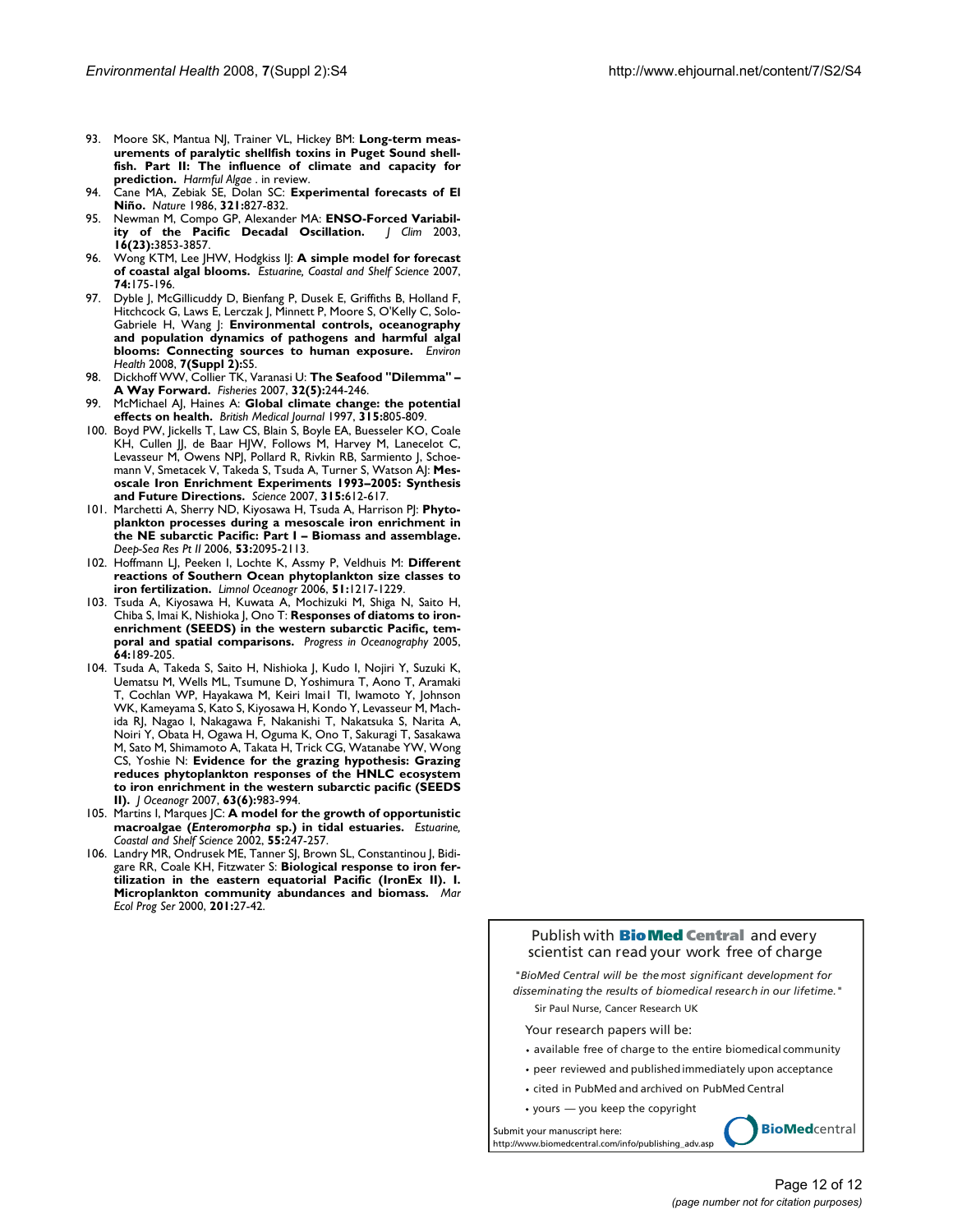93. Moore SK, Mantua NJ, Trainer VL, Hickey BM: **Long-term measurements of paralytic shellfish toxins in Puget Sound shellfish. Part II: The influence of climate and capacity for prediction.** *Harmful Algae* . in review.
94. Cane MA, Zebiak SE, Dolan SC: **Experimental forecasts of El Niño.** *Nature* 1986, **321:**827-832.
95. Newman M, Compo GP, Alexander MA: **ENSO-Forced Variability of the Pacific Decadal Oscillation.** *J Clim* 2003, **16(23):**3853-3857.
96. Wong KTM, Lee JHW, Hodgkiss IJ: **A simple model for forecast of coastal algal blooms.** *Estuarine, Coastal and Shelf Science* 2007, **74:**175-196.
97. Dyble J, McGillicuddy D, Bienfang P, Dusek E, Griffiths B, Holland F, Hitchcock G, Laws E, Lerczak J, Minnett P, Moore S, O'Kelly C, Solo-Gabriele H, Wang J: **Environmental controls, oceanography and population dynamics of pathogens and harmful algal blooms: Connecting sources to human exposure.** *Environ Health* 2008, **7(Suppl 2):**S5.
98. Dickhoff WW, Collier TK, Varanasi U: **The Seafood "Dilemma" – A Way Forward.** *Fisheries* 2007, **32(5):**244-246.
99. McMichael AJ, Haines A: **Global climate change: the potential effects on health.** *British Medical Journal* 1997, **315:**805-809.
100. Boyd PW, Jickells T, Law CS, Blain S, Boyle EA, Buesseler KO, Coale KH, Cullen JJ, de Baar HJW, Follows M, Harvey M, Lanecelot C, Levasseur M, Owens NPJ, Pollard R, Rivkin RB, Sarmiento J, Schoemann V, Smetacek V, Takeda S, Tsuda A, Turner S, Watson AJ: **Mesoscale Iron Enrichment Experiments 1993–2005: Synthesis and Future Directions.** *Science* 2007, **315:**612-617.
101. Marchetti A, Sherry ND, Kiyosawa H, Tsuda A, Harrison PJ: **Phytoplankton processes during a mesoscale iron enrichment in the NE subarctic Pacific: Part I – Biomass and assemblage.** *Deep-Sea Res Pt II* 2006, **53:**2095-2113.
102. Hoffmann LJ, Peeken I, Lochte K, Assmy P, Veldhuis M: **Different reactions of Southern Ocean phytoplankton size classes to iron fertilization.** *Limnol Oceanogr* 2006, **51:**1217-1229.
103. Tsuda A, Kiyosawa H, Kuwata A, Mochizuki M, Shiga N, Saito H, Chiba S, Imai K, Nishioka J, Ono T: **Responses of diatoms to iron-enrichment (SEEDS) in the western subarctic Pacific, temporal and spatial comparisons.** *Progress in Oceanography* 2005, **64:**189-205.
104. Tsuda A, Takeda S, Saito H, Nishioka J, Kudo I, Nojiri Y, Suzuki K, Uematsu M, Wells ML, Tsumune D, Yoshimura T, Aono T, Aramaki T, Cochlan WP, Hayakawa M, Keiri Imai1 TI, Iwamoto Y, Johnson WK, Kameyama S, Kato S, Kiyosawa H, Kondo Y, Levasseur M, Machida RJ, Nagao I, Nakagawa F, Nakanishi T, Nakatsuka S, Narita A, Noiri Y, Obata H, Ogawa H, Oguma K, Ono T, Sakuragi T, Sasakawa M, Sato M, Shimamoto A, Takata H, Trick CG, Watanabe YW, Wong CS, Yoshie N: **Evidence for the grazing hypothesis: Grazing reduces phytoplankton responses of the HNLC ecosystem to iron enrichment in the western subarctic pacific (SEEDS II).** *J Oceanogr* 2007, **63(6):**983-994.
105. Martins I, Marques JC: **A model for the growth of opportunistic macroalgae (*Enteromorpha* sp.) in tidal estuaries.** *Estuarine, Coastal and Shelf Science* 2002, **55:**247-257.
106. Landry MR, Ondrusek ME, Tanner SJ, Brown SL, Constantinou J, Bidigare RR, Coale KH, Fitzwater S: **Biological response to iron fertilization in the eastern equatorial Pacific (IronEx II). I. Microplankton community abundances and biomass.** *Mar Ecol Prog Ser* 2000, **201:**27-42.

Publish with **BioMed Central** and every scientist can read your work free of charge

*"BioMed Central will be the most significant development for disseminating the results of biomedical research in our lifetime."*
Sir Paul Nurse, Cancer Research UK

Your research papers will be:

- available free of charge to the entire biomedical community
- peer reviewed and published immediately upon acceptance
- cited in PubMed and archived on PubMed Central
- yours — you keep the copyright

Submit your manuscript here:
http://www.biomedcentral.com/info/publishing_adv.asp

BioMedcentral